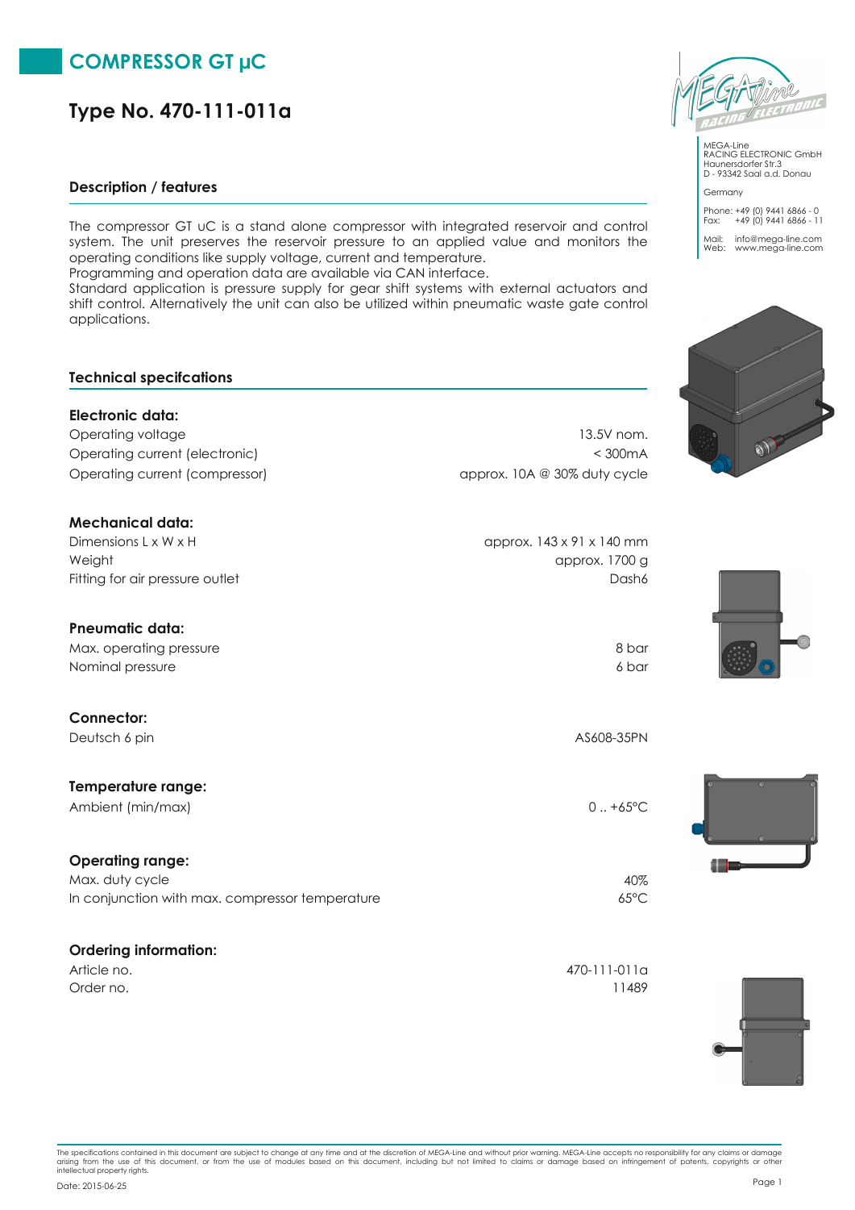# COMPRESSOR GT µC

## Type No. 470-111-011a

MEGA-Line
RACING ELECTRONIC GmbH
Haunersdorfer Str.3
D - 93342 Saal a.d. Donau

Germany

Phone: +49 (0) 9441 6866 - 0
Fax: +49 (0) 9441 6866 - 11

Mail: info@mega-line.com
Web: www.mega-line.com

### Description / features

The compressor GT uC is a stand alone compressor with integrated reservoir and control system. The unit preserves the reservoir pressure to an applied value and monitors the operating conditions like supply voltage, current and temperature.
Programming and operation data are available via CAN interface.
Standard application is pressure supply for gear shift systems with external actuators and shift control. Alternatively the unit can also be utilized within pneumatic waste gate control applications.

### Technical specifcations

**Electronic data:**

| | |
|---|---|
| Operating voltage | 13.5V nom. |
| Operating current (electronic) | < 300mA |
| Operating current (compressor) | approx. 10A @ 30% duty cycle |

**Mechanical data:**

| | |
|---|---|
| Dimensions L x W x H | approx. 143 x 91 x 140 mm |
| Weight | approx. 1700 g |
| Fitting for air pressure outlet | Dash6 |

**Pneumatic data:**

| | |
|---|---|
| Max. operating pressure | 8 bar |
| Nominal pressure | 6 bar |

**Connector:**

| | |
|---|---|
| Deutsch 6 pin | AS608-35PN |

**Temperature range:**

| | |
|---|---|
| Ambient (min/max) | 0 .. +65°C |

**Operating range:**

| | |
|---|---|
| Max. duty cycle | 40% |
| In conjunction with max. compressor temperature | 65°C |

**Ordering information:**

| | |
|---|---|
| Article no. | 470-111-011a |
| Order no. | 11489 |

The specifications contained in this document are subject to change at any time and at the discretion of MEGA-Line and without prior warning. MEGA-Line accepts no responsibility for any claims or damage arising from the use of this document, or from the use of modules based on this document, including but not limited to claims or damage based on infringement of patents, copyrights or other intellectual property rights.

Date: 2015-06-25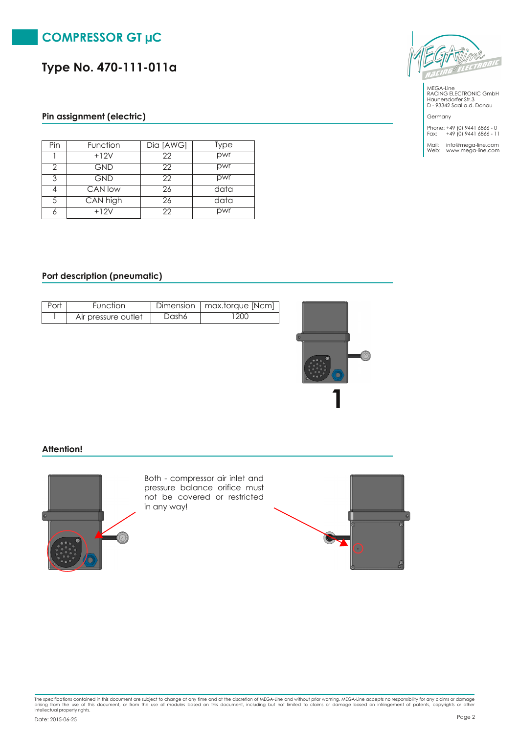# COMPRESSOR GT µC

## Type No. 470-111-011a

MEGA-Line
RACING ELECTRONIC GmbH
Haunersdorfer Str.3
D - 93342 Saal a.d. Donau

Germany

Phone: +49 (0) 9441 6866 - 0
Fax: +49 (0) 9441 6866 - 11

Mail: info@mega-line.com
Web: www.mega-line.com

### Pin assignment (electric)

| Pin | Function | Dia [AWG] | Type |
|---|---|---|---|
| 1 | +12V | 22 | pwr |
| 2 | GND | 22 | pwr |
| 3 | GND | 22 | pwr |
| 4 | CAN low | 26 | data |
| 5 | CAN high | 26 | data |
| 6 | +12V | 22 | pwr |

### Port description (pneumatic)

| Port | Function | Dimension | max.torque [Ncm] |
|---|---|---|---|
| 1 | Air pressure outlet | Dash6 | 1200 |

1

### Attention!

Both - compressor air inlet and pressure balance orifice must not be covered or restricted in any way!

The specifications contained in this document are subject to change at any time and at the discretion of MEGA-Line and without prior warning. MEGA-Line accepts no responsibility for any claims or damage arising from the use of this document, or from the use of modules based on this document, including but not limited to claims or damage based on infringement of patents, copyrights or other intellectual property rights.

Date: 2015-06-25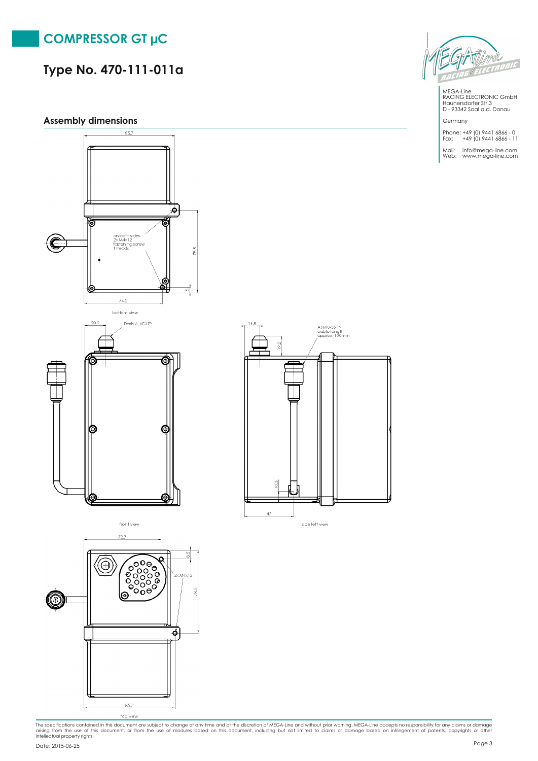# COMPRESSOR GT µC

## Type No. 470-111-011a

MEGA-Line
RACING ELECTRONIC GmbH
Haunersdorfer Str.3
D - 93342 Saal a.d. Donau

Germany

Phone: +49 (0) 9441 6866 - 0
Fax: +49 (0) 9441 6866 - 11

Mail: info@mega-line.com
Web: www.mega-line.com

### Assembly dimensions

85,7

on both sides
2x M4x12
fastening screw
threads

78,5

5

74,2

bottom view

20,2

Dash 6 JIC37°

front view

14,5

19,2

AS608-35PN
cable length
approx. 100mm

10,3

47

side left view

72,7

8,5

2x M4x12

78,5

85,7

top view

The specifications contained in this document are subject to change at any time and at the discretion of MEGA-Line and without prior warning. MEGA-Line accepts no responsibility for any claims or damage arising from the use of this document, or from the use of modules based on this document, including but not limited to claims or damage based on infringement of patents, copyrights or other intellectual property rights.

Date: 2015-06-25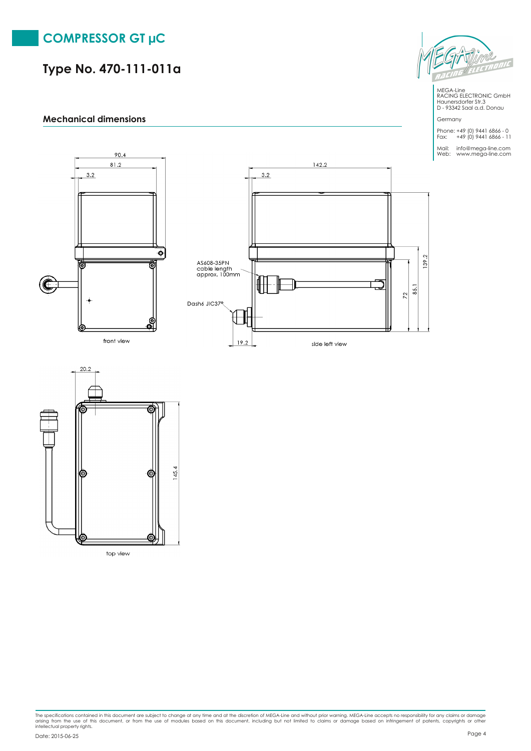# COMPRESSOR GT μC

## Type No. 470-111-011a

MEGA-Line
RACING ELECTRONIC GmbH
Haunersdorfer Str.3
D - 93342 Saal a.d. Donau

Germany

Phone: +49 (0) 9441 6866 - 0
Fax: +49 (0) 9441 6866 - 11

Mail: info@mega-line.com
Web: www.mega-line.com

### Mechanical dimensions

90.4
81.2
3.2

front view

142.2
3.2

AS608-35PN
cable length
approx. 100mm

Dash6 JIC37°

19.2

139.2
85.1
72

side left view

20.2

145.4

top view

The specifications contained in this document are subject to change at any time and at the discretion of MEGA-Line and without prior warning. MEGA-Line accepts no responsibility for any claims or damage arising from the use of this document, or from the use of modules based on this document, including but not limited to claims or damage based on infringement of patents, copyrights or other intellectual property rights.

Date: 2015-06-25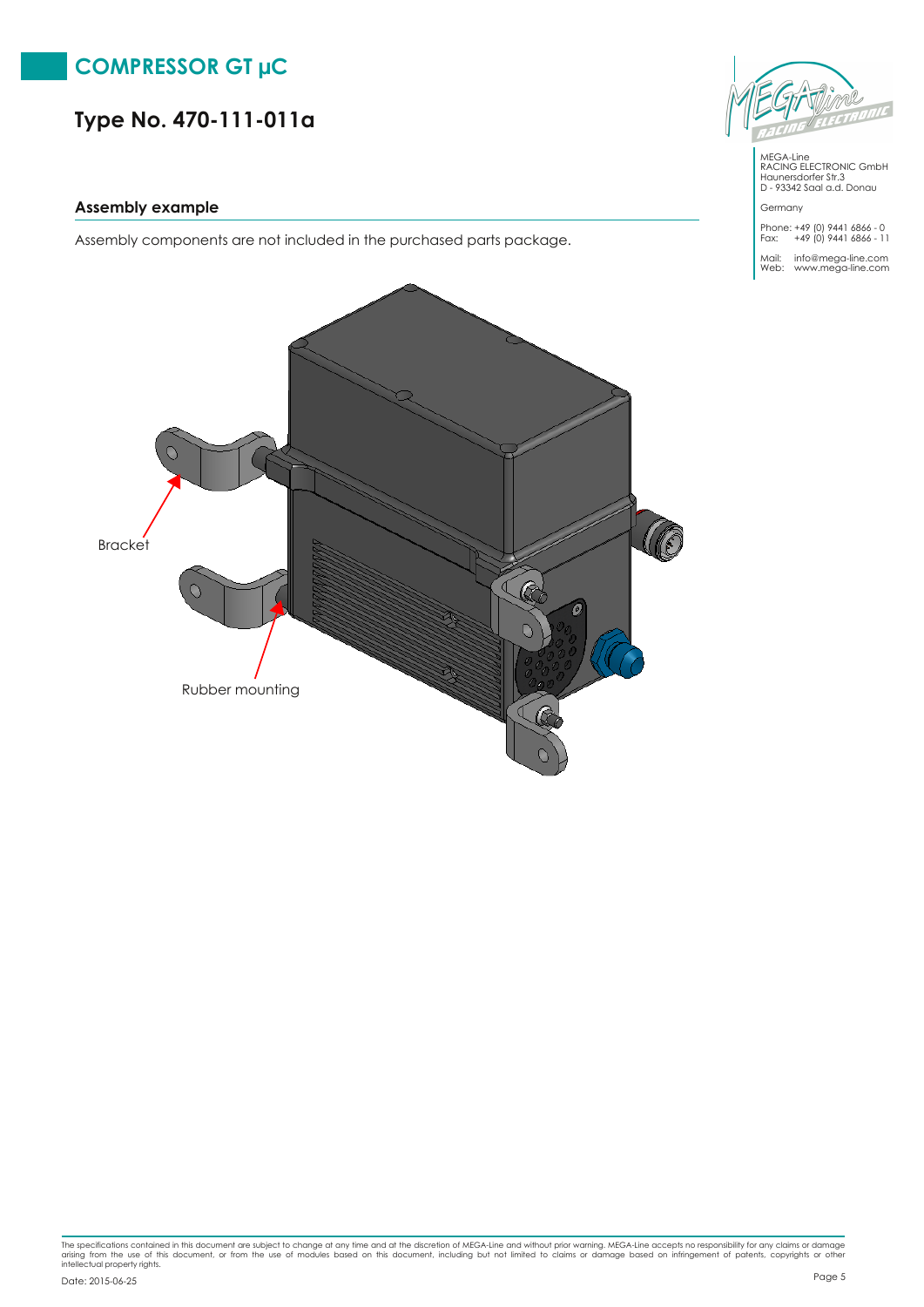# COMPRESSOR GT µC

## Type No. 470-111-011a

MEGA-Line
RACING ELECTRONIC GmbH
Haunersdorfer Str.3
D - 93342 Saal a.d. Donau

Germany

Phone: +49 (0) 9441 6866 - 0
Fax: +49 (0) 9441 6866 - 11

Mail: info@mega-line.com
Web: www.mega-line.com

### Assembly example

Assembly components are not included in the purchased parts package.

Bracket

Rubber mounting

The specifications contained in this document are subject to change at any time and at the discretion of MEGA-Line and without prior warning. MEGA-Line accepts no responsibility for any claims or damage arising from the use of this document, or from the use of modules based on this document, including but not limited to claims or damage based on infringement of patents, copyrights or other intellectual property rights.

Date: 2015-06-25